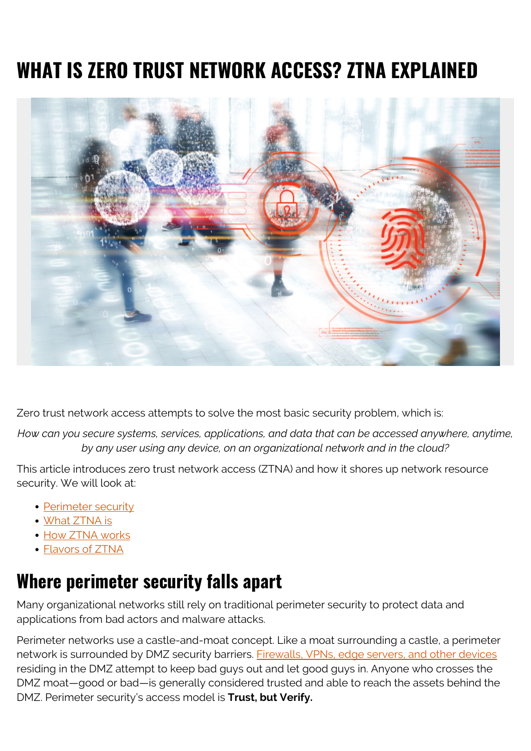# WHAT IS ZERO TRUST NETWORK ACCESS? ZTNA EXPLAINED

Zero trust network access attempts to solve the most basic security problem, which is:

*How can you secure systems, services, applications, and data that can be accessed anywhere, anytime, by any user using any device, on an organizational network and in the cloud?*

This article introduces zero trust network access (ZTNA) and how it shores up network resource security. We will look at:

- Perimeter security
- What ZTNA is
- How ZTNA works
- Flavors of ZTNA

## Where perimeter security falls apart

Many organizational networks still rely on traditional perimeter security to protect data and applications from bad actors and malware attacks.

Perimeter networks use a castle-and-moat concept. Like a moat surrounding a castle, a perimeter network is surrounded by DMZ security barriers. Firewalls, VPNs, edge servers, and other devices residing in the DMZ attempt to keep bad guys out and let good guys in. Anyone who crosses the DMZ moat—good or bad—is generally considered trusted and able to reach the assets behind the DMZ. Perimeter security's access model is **Trust, but Verify.**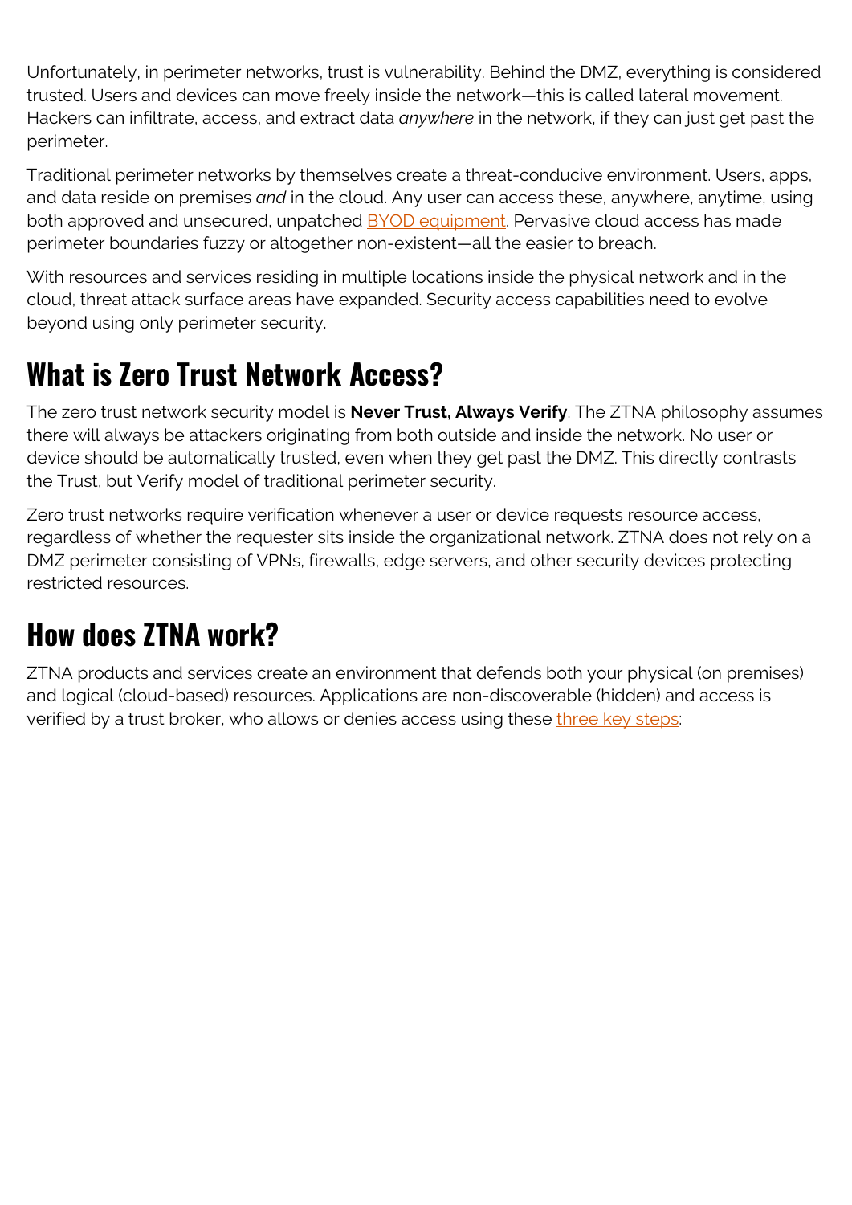Unfortunately, in perimeter networks, trust is vulnerability. Behind the DMZ, everything is considered trusted. Users and devices can move freely inside the network—this is called lateral movement. Hackers can infiltrate, access, and extract data *anywhere* in the network, if they can just get past the perimeter.

Traditional perimeter networks by themselves create a threat-conducive environment. Users, apps, and data reside on premises *and* in the cloud. Any user can access these, anywhere, anytime, using both approved and unsecured, unpatched [BYOD equipment](). Pervasive cloud access has made perimeter boundaries fuzzy or altogether non-existent—all the easier to breach.

With resources and services residing in multiple locations inside the physical network and in the cloud, threat attack surface areas have expanded. Security access capabilities need to evolve beyond using only perimeter security.

## What is Zero Trust Network Access?

The zero trust network security model is **Never Trust, Always Verify**. The ZTNA philosophy assumes there will always be attackers originating from both outside and inside the network. No user or device should be automatically trusted, even when they get past the DMZ. This directly contrasts the Trust, but Verify model of traditional perimeter security.

Zero trust networks require verification whenever a user or device requests resource access, regardless of whether the requester sits inside the organizational network. ZTNA does not rely on a DMZ perimeter consisting of VPNs, firewalls, edge servers, and other security devices protecting restricted resources.

## How does ZTNA work?

ZTNA products and services create an environment that defends both your physical (on premises) and logical (cloud-based) resources. Applications are non-discoverable (hidden) and access is verified by a trust broker, who allows or denies access using these [three key steps]():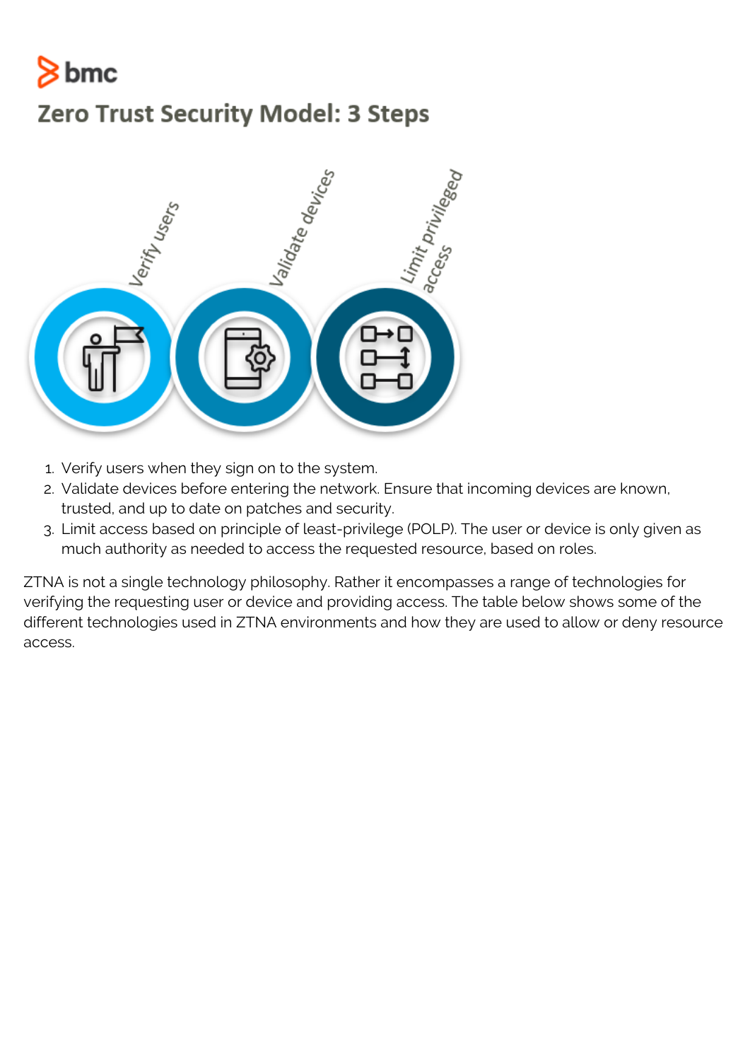## Zero Trust Security Model: 3 Steps

Verify users

Validate devices

Limit privileged access

1. Verify users when they sign on to the system.
2. Validate devices before entering the network. Ensure that incoming devices are known, trusted, and up to date on patches and security.
3. Limit access based on principle of least-privilege (POLP). The user or device is only given as much authority as needed to access the requested resource, based on roles.

ZTNA is not a single technology philosophy. Rather it encompasses a range of technologies for verifying the requesting user or device and providing access. The table below shows some of the different technologies used in ZTNA environments and how they are used to allow or deny resource access.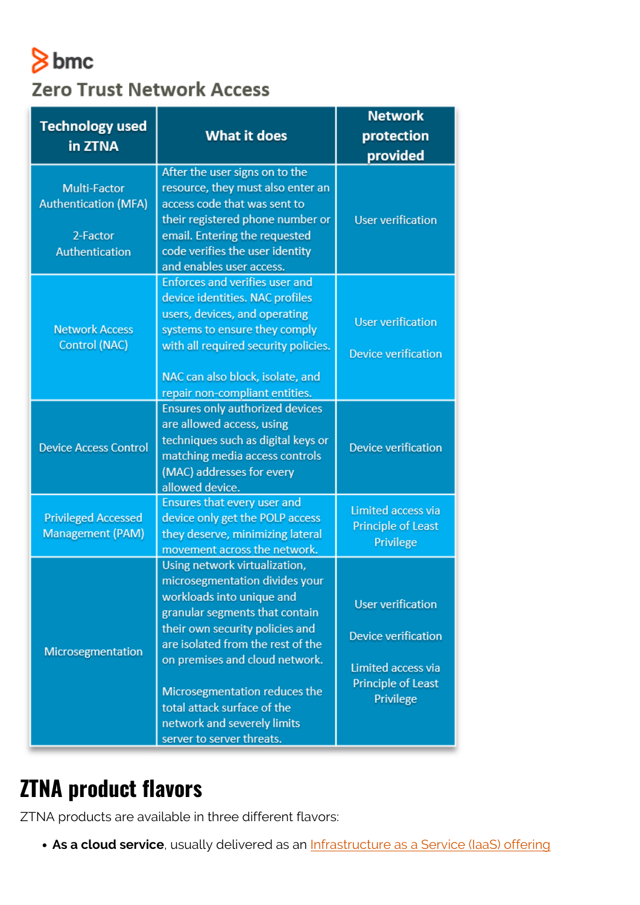bmc

## Zero Trust Network Access

| Technology used in ZTNA | What it does | Network protection provided |
| --- | --- | --- |
| Multi-Factor Authentication (MFA)<br><br>2-Factor Authentication | After the user signs on to the resource, they must also enter an access code that was sent to their registered phone number or email. Entering the requested code verifies the user identity and enables user access. | User verification |
| Network Access Control (NAC) | Enforces and verifies user and device identities. NAC profiles users, devices, and operating systems to ensure they comply with all required security policies.<br><br>NAC can also block, isolate, and repair non-compliant entities. | User verification<br><br>Device verification |
| Device Access Control | Ensures only authorized devices are allowed access, using techniques such as digital keys or matching media access controls (MAC) addresses for every allowed device. | Device verification |
| Privileged Accessed Management (PAM) | Ensures that every user and device only get the POLP access they deserve, minimizing lateral movement across the network. | Limited access via Principle of Least Privilege |
| Microsegmentation | Using network virtualization, microsegmentation divides your workloads into unique and granular segments that contain their own security policies and are isolated from the rest of the on premises and cloud network.<br><br>Microsegmentation reduces the total attack surface of the network and severely limits server to server threats. | User verification<br><br>Device verification<br><br>Limited access via Principle of Least Privilege |

# ZTNA product flavors

ZTNA products are available in three different flavors:

- **As a cloud service**, usually delivered as an Infrastructure as a Service (IaaS) offering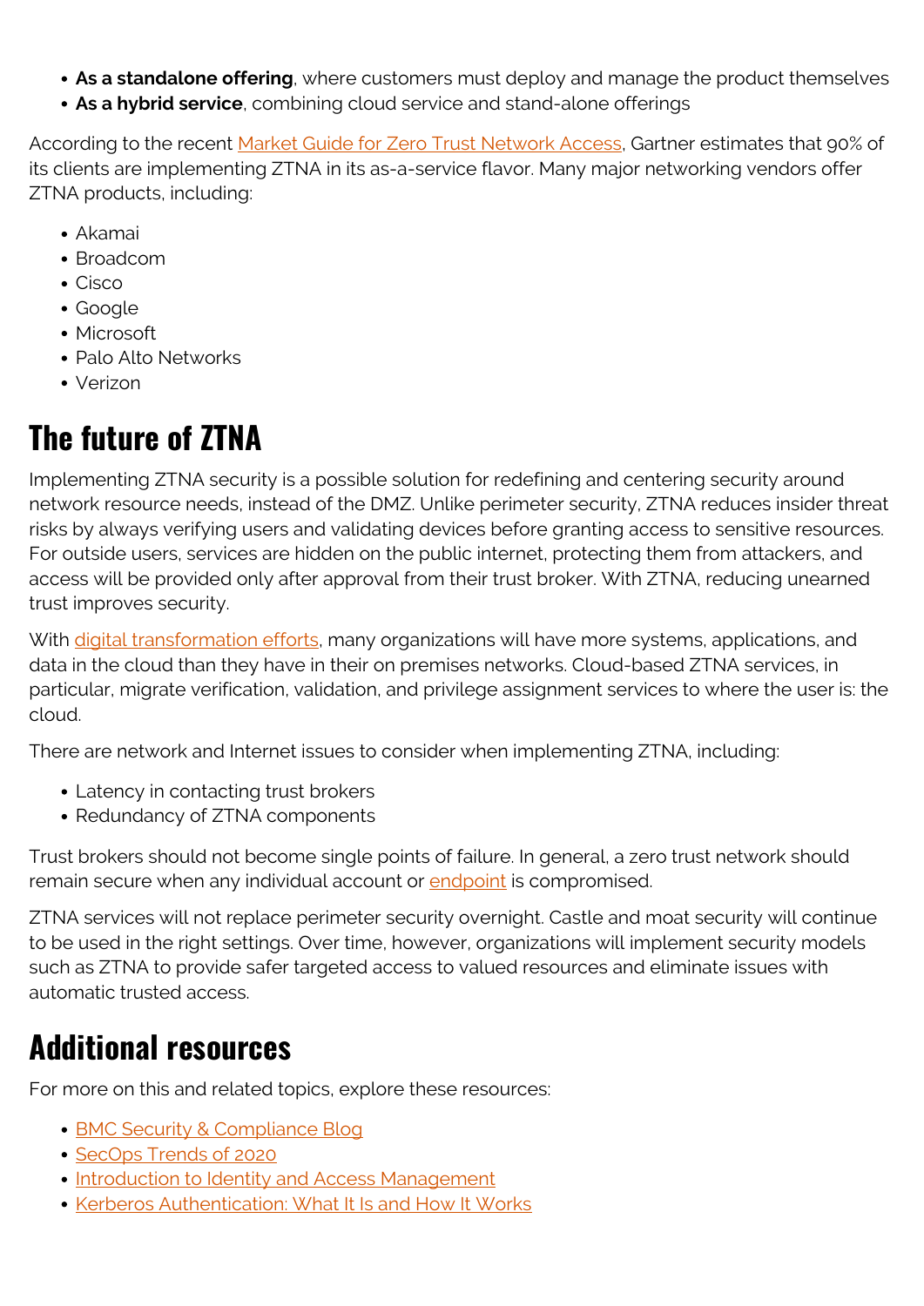- **As a standalone offering**, where customers must deploy and manage the product themselves
- **As a hybrid service**, combining cloud service and stand-alone offerings

According to the recent Market Guide for Zero Trust Network Access, Gartner estimates that 90% of its clients are implementing ZTNA in its as-a-service flavor. Many major networking vendors offer ZTNA products, including:

- Akamai
- Broadcom
- Cisco
- Google
- Microsoft
- Palo Alto Networks
- Verizon

## The future of ZTNA

Implementing ZTNA security is a possible solution for redefining and centering security around network resource needs, instead of the DMZ. Unlike perimeter security, ZTNA reduces insider threat risks by always verifying users and validating devices before granting access to sensitive resources. For outside users, services are hidden on the public internet, protecting them from attackers, and access will be provided only after approval from their trust broker. With ZTNA, reducing unearned trust improves security.

With digital transformation efforts, many organizations will have more systems, applications, and data in the cloud than they have in their on premises networks. Cloud-based ZTNA services, in particular, migrate verification, validation, and privilege assignment services to where the user is: the cloud.

There are network and Internet issues to consider when implementing ZTNA, including:

- Latency in contacting trust brokers
- Redundancy of ZTNA components

Trust brokers should not become single points of failure. In general, a zero trust network should remain secure when any individual account or endpoint is compromised.

ZTNA services will not replace perimeter security overnight. Castle and moat security will continue to be used in the right settings. Over time, however, organizations will implement security models such as ZTNA to provide safer targeted access to valued resources and eliminate issues with automatic trusted access.

## Additional resources

For more on this and related topics, explore these resources:

- BMC Security & Compliance Blog
- SecOps Trends of 2020
- Introduction to Identity and Access Management
- Kerberos Authentication: What It Is and How It Works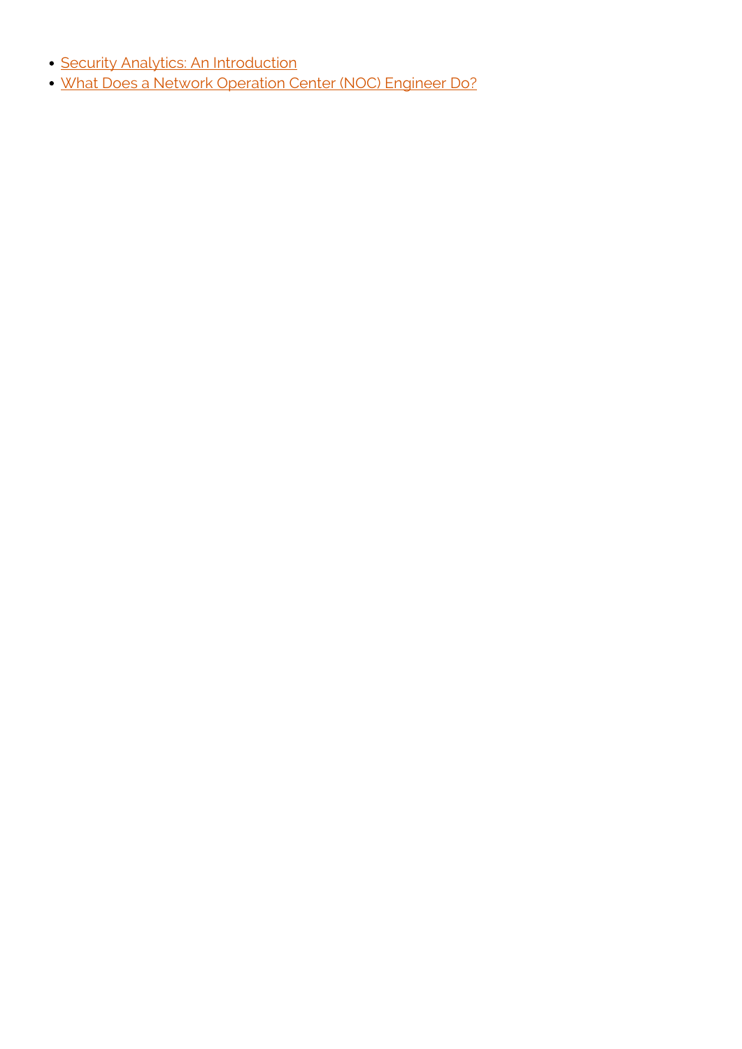- Security Analytics: An Introduction
- What Does a Network Operation Center (NOC) Engineer Do?